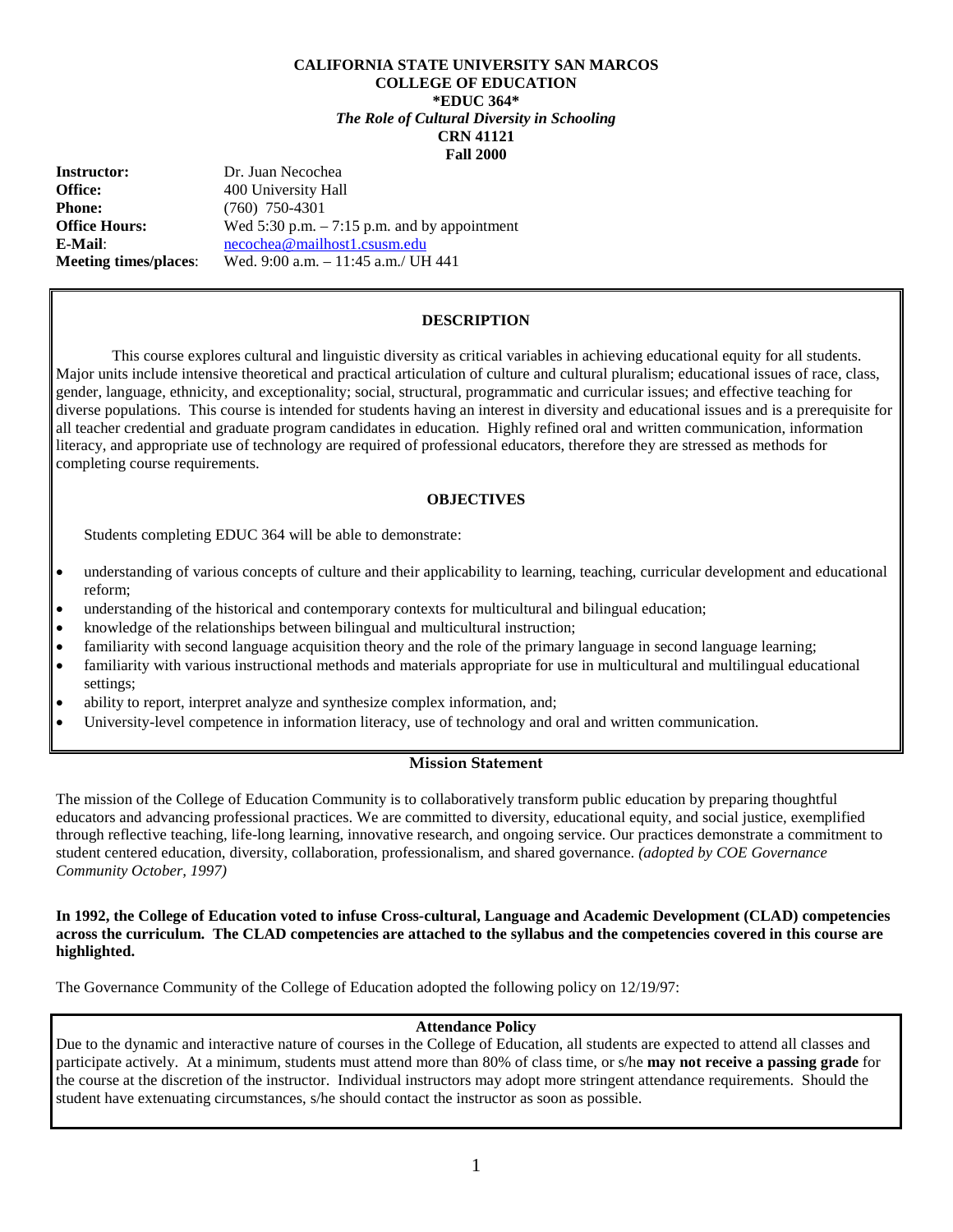**CALIFORNIA STATE UNIVERSITY SAN MARCOS**
**COLLEGE OF EDUCATION**
**\*EDUC 364\***
***The Role of Cultural Diversity in Schooling***
**CRN 41121**
**Fall 2000**

**Instructor:** Dr. Juan Necochea
**Office:** 400 University Hall
**Phone:** (760) 750-4301
**Office Hours:** Wed 5:30 p.m. – 7:15 p.m. and by appointment
**E-Mail**: necochea@mailhost1.csusm.edu
**Meeting times/places**: Wed. 9:00 a.m. – 11:45 a.m./ UH 441

## DESCRIPTION

This course explores cultural and linguistic diversity as critical variables in achieving educational equity for all students. Major units include intensive theoretical and practical articulation of culture and cultural pluralism; educational issues of race, class, gender, language, ethnicity, and exceptionality; social, structural, programmatic and curricular issues; and effective teaching for diverse populations. This course is intended for students having an interest in diversity and educational issues and is a prerequisite for all teacher credential and graduate program candidates in education. Highly refined oral and written communication, information literacy, and appropriate use of technology are required of professional educators, therefore they are stressed as methods for completing course requirements.

## OBJECTIVES

Students completing EDUC 364 will be able to demonstrate:

- understanding of various concepts of culture and their applicability to learning, teaching, curricular development and educational reform;
- understanding of the historical and contemporary contexts for multicultural and bilingual education;
- knowledge of the relationships between bilingual and multicultural instruction;
- familiarity with second language acquisition theory and the role of the primary language in second language learning;
- familiarity with various instructional methods and materials appropriate for use in multicultural and multilingual educational settings;
- ability to report, interpret analyze and synthesize complex information, and;
- University-level competence in information literacy, use of technology and oral and written communication.

## Mission Statement

The mission of the College of Education Community is to collaboratively transform public education by preparing thoughtful educators and advancing professional practices. We are committed to diversity, educational equity, and social justice, exemplified through reflective teaching, life-long learning, innovative research, and ongoing service. Our practices demonstrate a commitment to student centered education, diversity, collaboration, professionalism, and shared governance. *(adopted by COE Governance Community October, 1997)*

**In 1992, the College of Education voted to infuse Cross-cultural, Language and Academic Development (CLAD) competencies across the curriculum. The CLAD competencies are attached to the syllabus and the competencies covered in this course are highlighted.**

The Governance Community of the College of Education adopted the following policy on 12/19/97:

## Attendance Policy

Due to the dynamic and interactive nature of courses in the College of Education, all students are expected to attend all classes and participate actively. At a minimum, students must attend more than 80% of class time, or s/he **may not receive a passing grade** for the course at the discretion of the instructor. Individual instructors may adopt more stringent attendance requirements. Should the student have extenuating circumstances, s/he should contact the instructor as soon as possible.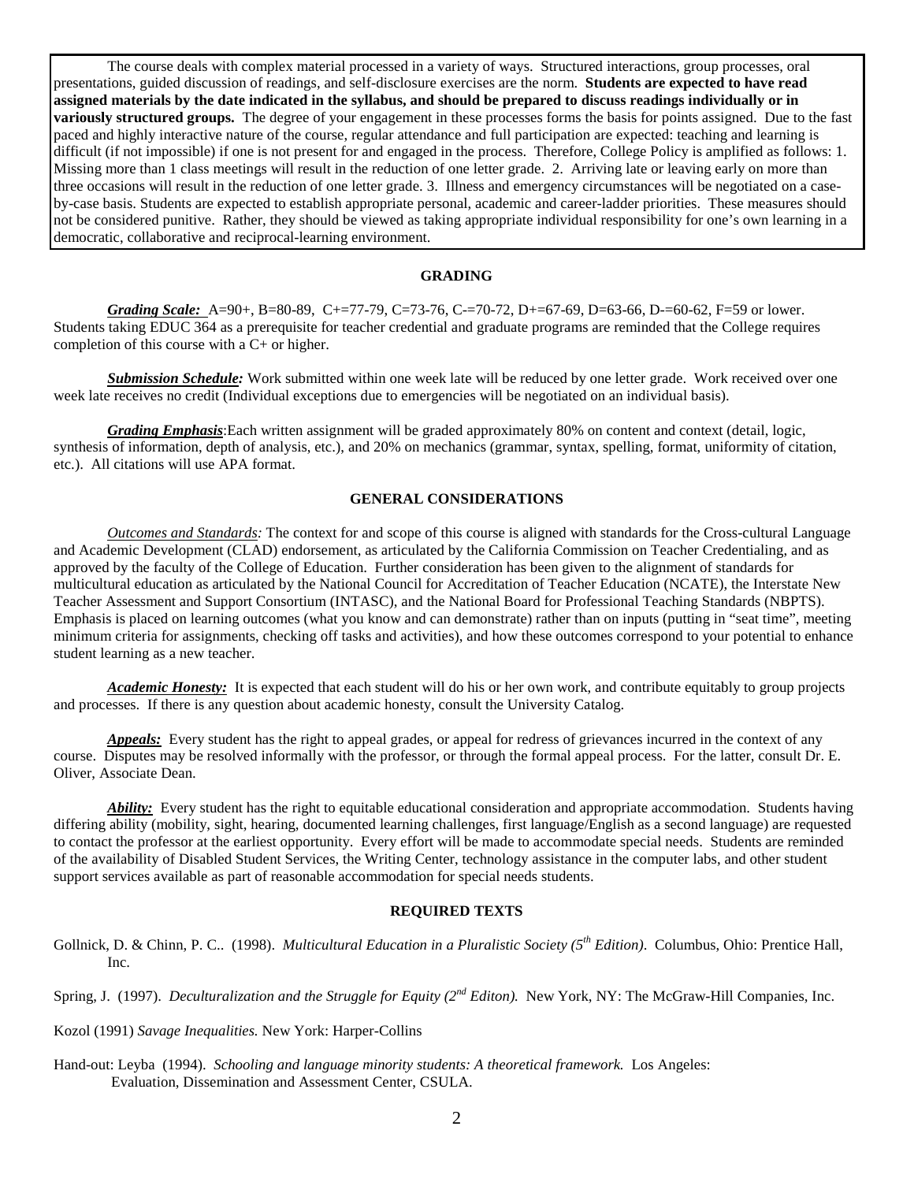The course deals with complex material processed in a variety of ways. Structured interactions, group processes, oral presentations, guided discussion of readings, and self-disclosure exercises are the norm. **Students are expected to have read assigned materials by the date indicated in the syllabus, and should be prepared to discuss readings individually or in variously structured groups.** The degree of your engagement in these processes forms the basis for points assigned. Due to the fast paced and highly interactive nature of the course, regular attendance and full participation are expected: teaching and learning is difficult (if not impossible) if one is not present for and engaged in the process. Therefore, College Policy is amplified as follows: 1. Missing more than 1 class meetings will result in the reduction of one letter grade. 2. Arriving late or leaving early on more than three occasions will result in the reduction of one letter grade. 3. Illness and emergency circumstances will be negotiated on a case-by-case basis. Students are expected to establish appropriate personal, academic and career-ladder priorities. These measures should not be considered punitive. Rather, they should be viewed as taking appropriate individual responsibility for one's own learning in a democratic, collaborative and reciprocal-learning environment.

## GRADING

***Grading Scale:*** A=90+, B=80-89, C+=77-79, C=73-76, C-=70-72, D+=67-69, D=63-66, D-=60-62, F=59 or lower. Students taking EDUC 364 as a prerequisite for teacher credential and graduate programs are reminded that the College requires completion of this course with a C+ or higher.

***Submission Schedule:*** Work submitted within one week late will be reduced by one letter grade. Work received over one week late receives no credit (Individual exceptions due to emergencies will be negotiated on an individual basis).

***Grading Emphasis***:Each written assignment will be graded approximately 80% on content and context (detail, logic, synthesis of information, depth of analysis, etc.), and 20% on mechanics (grammar, syntax, spelling, format, uniformity of citation, etc.). All citations will use APA format.

## GENERAL CONSIDERATIONS

*Outcomes and Standards:* The context for and scope of this course is aligned with standards for the Cross-cultural Language and Academic Development (CLAD) endorsement, as articulated by the California Commission on Teacher Credentialing, and as approved by the faculty of the College of Education. Further consideration has been given to the alignment of standards for multicultural education as articulated by the National Council for Accreditation of Teacher Education (NCATE), the Interstate New Teacher Assessment and Support Consortium (INTASC), and the National Board for Professional Teaching Standards (NBPTS). Emphasis is placed on learning outcomes (what you know and can demonstrate) rather than on inputs (putting in "seat time", meeting minimum criteria for assignments, checking off tasks and activities), and how these outcomes correspond to your potential to enhance student learning as a new teacher.

***Academic Honesty:*** It is expected that each student will do his or her own work, and contribute equitably to group projects and processes. If there is any question about academic honesty, consult the University Catalog.

***Appeals:*** Every student has the right to appeal grades, or appeal for redress of grievances incurred in the context of any course. Disputes may be resolved informally with the professor, or through the formal appeal process. For the latter, consult Dr. E. Oliver, Associate Dean.

***Ability:*** Every student has the right to equitable educational consideration and appropriate accommodation. Students having differing ability (mobility, sight, hearing, documented learning challenges, first language/English as a second language) are requested to contact the professor at the earliest opportunity. Every effort will be made to accommodate special needs. Students are reminded of the availability of Disabled Student Services, the Writing Center, technology assistance in the computer labs, and other student support services available as part of reasonable accommodation for special needs students.

## REQUIRED TEXTS

Gollnick, D. & Chinn, P. C.. (1998). *Multicultural Education in a Pluralistic Society (5th Edition)*. Columbus, Ohio: Prentice Hall, Inc.

Spring, J. (1997). *Deculturalization and the Struggle for Equity (2nd Editon).* New York, NY: The McGraw-Hill Companies, Inc.

Kozol (1991) *Savage Inequalities.* New York: Harper-Collins

Hand-out: Leyba (1994). *Schooling and language minority students: A theoretical framework.* Los Angeles: Evaluation, Dissemination and Assessment Center, CSULA.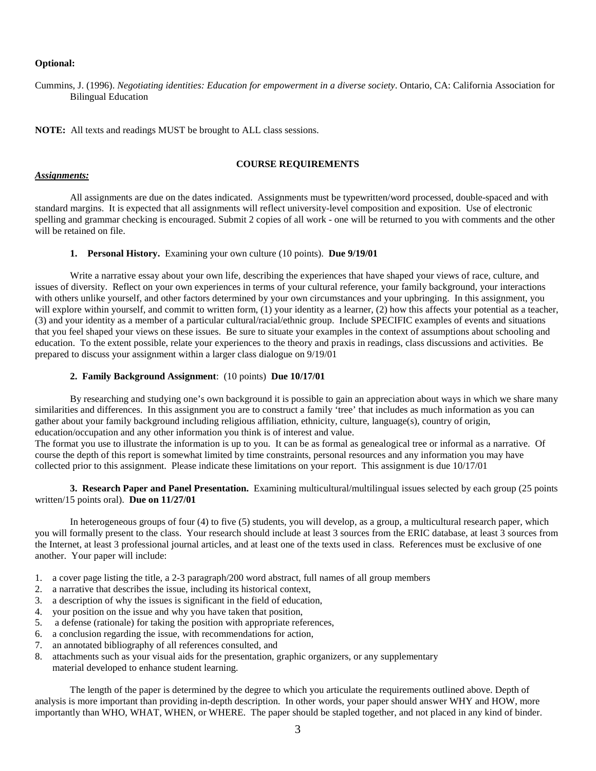**Optional:**

Cummins, J. (1996). *Negotiating identities: Education for empowerment in a diverse society*. Ontario, CA: California Association for Bilingual Education

**NOTE:** All texts and readings MUST be brought to ALL class sessions.

## COURSE REQUIREMENTS

***Assignments:***

All assignments are due on the dates indicated. Assignments must be typewritten/word processed, double-spaced and with standard margins. It is expected that all assignments will reflect university-level composition and exposition. Use of electronic spelling and grammar checking is encouraged. Submit 2 copies of all work - one will be returned to you with comments and the other will be retained on file.

**1. Personal History.** Examining your own culture (10 points). **Due 9/19/01**

Write a narrative essay about your own life, describing the experiences that have shaped your views of race, culture, and issues of diversity. Reflect on your own experiences in terms of your cultural reference, your family background, your interactions with others unlike yourself, and other factors determined by your own circumstances and your upbringing. In this assignment, you will explore within yourself, and commit to written form, (1) your identity as a learner, (2) how this affects your potential as a teacher, (3) and your identity as a member of a particular cultural/racial/ethnic group. Include SPECIFIC examples of events and situations that you feel shaped your views on these issues. Be sure to situate your examples in the context of assumptions about schooling and education. To the extent possible, relate your experiences to the theory and praxis in readings, class discussions and activities. Be prepared to discuss your assignment within a larger class dialogue on 9/19/01

**2. Family Background Assignment**: (10 points) **Due 10/17/01**

By researching and studying one's own background it is possible to gain an appreciation about ways in which we share many similarities and differences. In this assignment you are to construct a family 'tree' that includes as much information as you can gather about your family background including religious affiliation, ethnicity, culture, language(s), country of origin, education/occupation and any other information you think is of interest and value.
The format you use to illustrate the information is up to you. It can be as formal as genealogical tree or informal as a narrative. Of course the depth of this report is somewhat limited by time constraints, personal resources and any information you may have collected prior to this assignment. Please indicate these limitations on your report. This assignment is due 10/17/01

**3. Research Paper and Panel Presentation.** Examining multicultural/multilingual issues selected by each group (25 points written/15 points oral). **Due on 11/27/01**

In heterogeneous groups of four (4) to five (5) students, you will develop, as a group, a multicultural research paper, which you will formally present to the class. Your research should include at least 3 sources from the ERIC database, at least 3 sources from the Internet, at least 3 professional journal articles, and at least one of the texts used in class. References must be exclusive of one another. Your paper will include:

1. a cover page listing the title, a 2-3 paragraph/200 word abstract, full names of all group members
2. a narrative that describes the issue, including its historical context,
3. a description of why the issues is significant in the field of education,
4. your position on the issue and why you have taken that position,
5. a defense (rationale) for taking the position with appropriate references,
6. a conclusion regarding the issue, with recommendations for action,
7. an annotated bibliography of all references consulted, and
8. attachments such as your visual aids for the presentation, graphic organizers, or any supplementary material developed to enhance student learning.

The length of the paper is determined by the degree to which you articulate the requirements outlined above. Depth of analysis is more important than providing in-depth description. In other words, your paper should answer WHY and HOW, more importantly than WHO, WHAT, WHEN, or WHERE. The paper should be stapled together, and not placed in any kind of binder.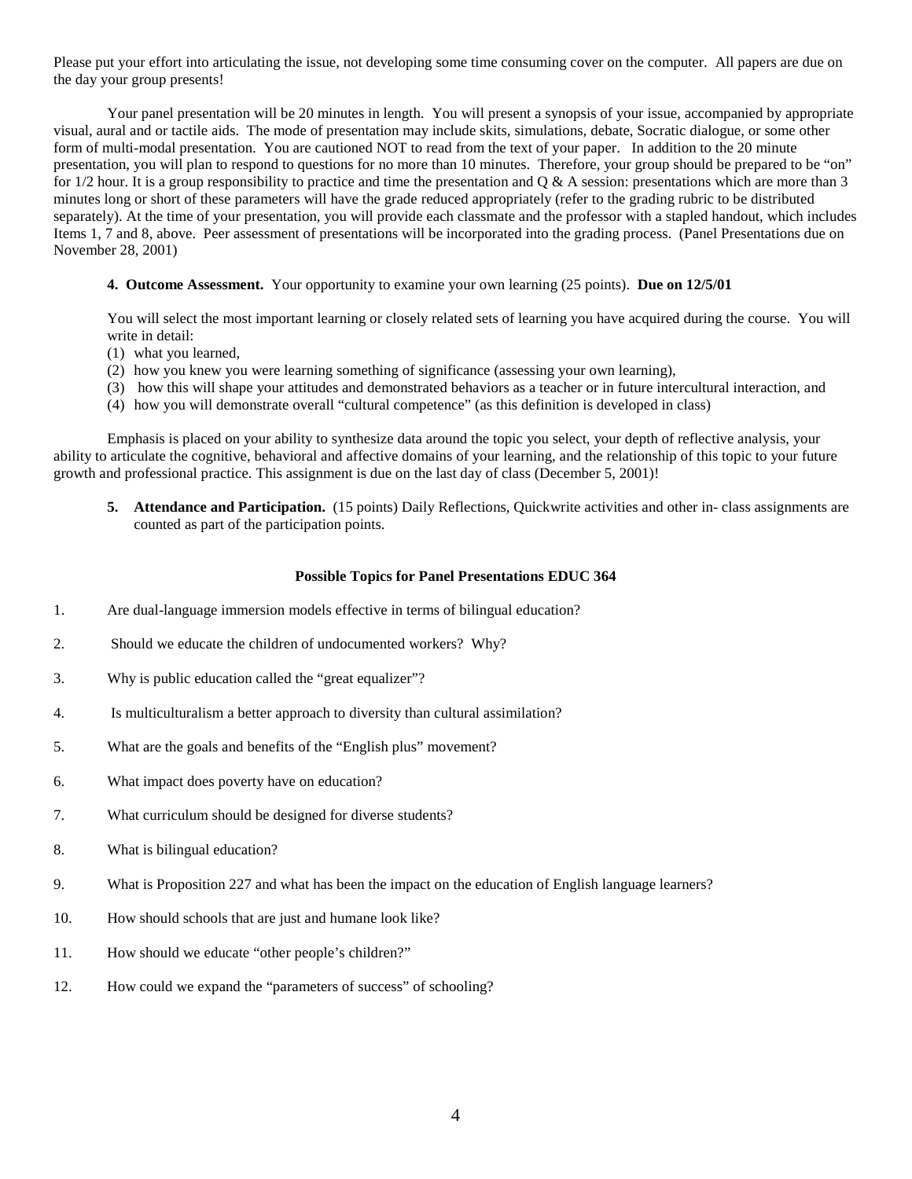Please put your effort into articulating the issue, not developing some time consuming cover on the computer. All papers are due on the day your group presents!

Your panel presentation will be 20 minutes in length. You will present a synopsis of your issue, accompanied by appropriate visual, aural and or tactile aids. The mode of presentation may include skits, simulations, debate, Socratic dialogue, or some other form of multi-modal presentation. You are cautioned NOT to read from the text of your paper. In addition to the 20 minute presentation, you will plan to respond to questions for no more than 10 minutes. Therefore, your group should be prepared to be "on" for 1/2 hour. It is a group responsibility to practice and time the presentation and Q & A session: presentations which are more than 3 minutes long or short of these parameters will have the grade reduced appropriately (refer to the grading rubric to be distributed separately). At the time of your presentation, you will provide each classmate and the professor with a stapled handout, which includes Items 1, 7 and 8, above. Peer assessment of presentations will be incorporated into the grading process. (Panel Presentations due on November 28, 2001)

**4. Outcome Assessment.** Your opportunity to examine your own learning (25 points). **Due on 12/5/01**

You will select the most important learning or closely related sets of learning you have acquired during the course. You will write in detail:

(1) what you learned,
(2) how you knew you were learning something of significance (assessing your own learning),
(3) how this will shape your attitudes and demonstrated behaviors as a teacher or in future intercultural interaction, and
(4) how you will demonstrate overall "cultural competence" (as this definition is developed in class)

Emphasis is placed on your ability to synthesize data around the topic you select, your depth of reflective analysis, your ability to articulate the cognitive, behavioral and affective domains of your learning, and the relationship of this topic to your future growth and professional practice. This assignment is due on the last day of class (December 5, 2001)!

**5. Attendance and Participation.** (15 points) Daily Reflections, Quickwrite activities and other in- class assignments are counted as part of the participation points.

**Possible Topics for Panel Presentations EDUC 364**

1. Are dual-language immersion models effective in terms of bilingual education?
2. Should we educate the children of undocumented workers? Why?
3. Why is public education called the "great equalizer"?
4. Is multiculturalism a better approach to diversity than cultural assimilation?
5. What are the goals and benefits of the "English plus" movement?
6. What impact does poverty have on education?
7. What curriculum should be designed for diverse students?
8. What is bilingual education?
9. What is Proposition 227 and what has been the impact on the education of English language learners?
10. How should schools that are just and humane look like?
11. How should we educate "other people's children?"
12. How could we expand the "parameters of success" of schooling?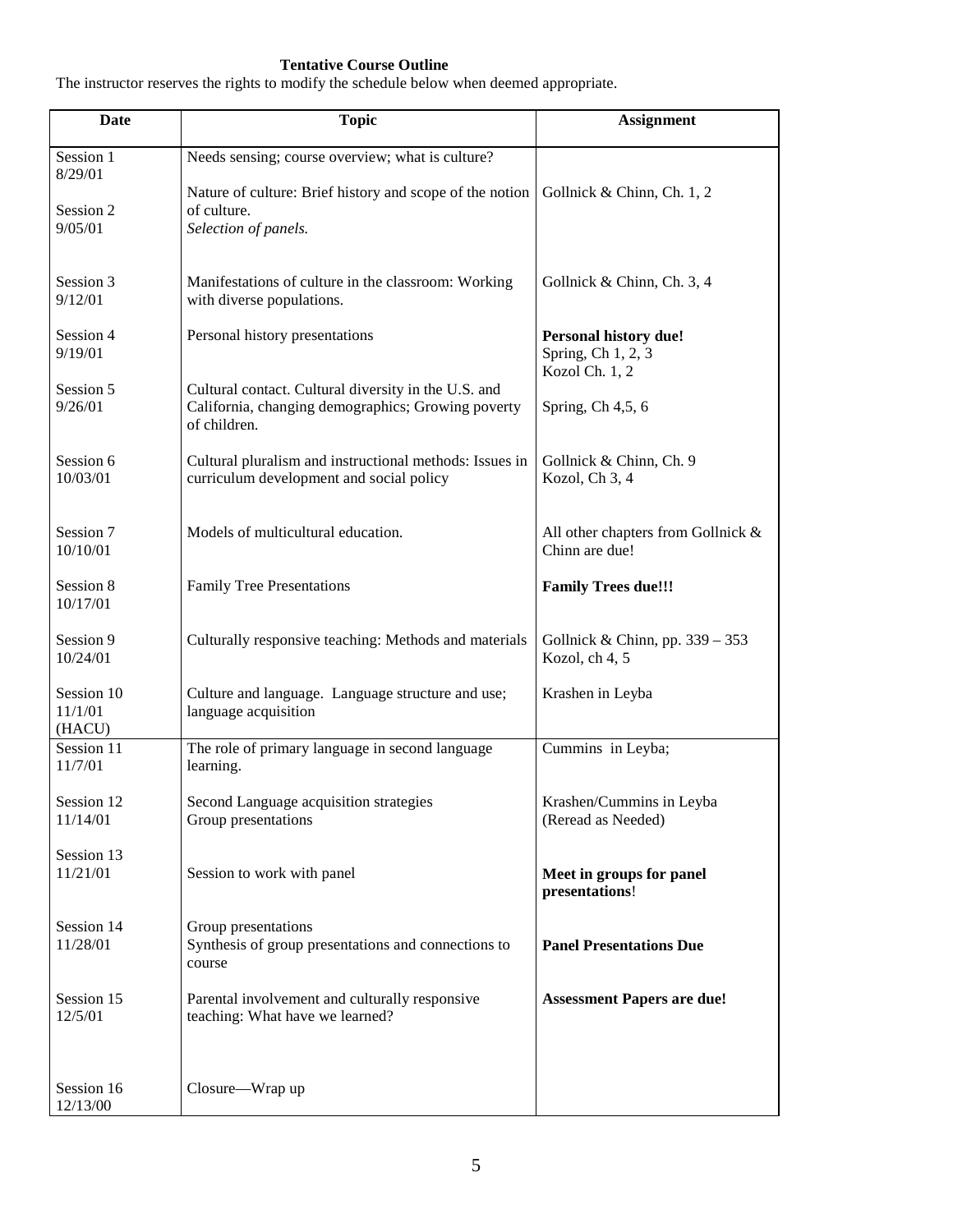**Tentative Course Outline**

The instructor reserves the rights to modify the schedule below when deemed appropriate.

| Date | Topic | Assignment |
|---|---|---|
| Session 1<br>8/29/01 | Needs sensing; course overview; what is culture? | |
| Session 2<br>9/05/01 | Nature of culture: Brief history and scope of the notion of culture.<br>*Selection of panels.* | Gollnick & Chinn, Ch. 1, 2 |
| Session 3<br>9/12/01 | Manifestations of culture in the classroom: Working with diverse populations. | Gollnick & Chinn, Ch. 3, 4 |
| Session 4<br>9/19/01 | Personal history presentations | **Personal history due!**<br>Spring, Ch 1, 2, 3<br>Kozol Ch. 1, 2 |
| Session 5<br>9/26/01 | Cultural contact. Cultural diversity in the U.S. and California, changing demographics; Growing poverty of children. | Spring, Ch 4,5, 6 |
| Session 6<br>10/03/01 | Cultural pluralism and instructional methods: Issues in curriculum development and social policy | Gollnick & Chinn, Ch. 9<br>Kozol, Ch 3, 4 |
| Session 7<br>10/10/01 | Models of multicultural education. | All other chapters from Gollnick & Chinn are due! |
| Session 8<br>10/17/01 | Family Tree Presentations | **Family Trees due!!!** |
| Session 9<br>10/24/01 | Culturally responsive teaching: Methods and materials | Gollnick & Chinn, pp. 339 – 353<br>Kozol, ch 4, 5 |
| Session 10<br>11/1/01<br>(HACU) | Culture and language. Language structure and use; language acquisition | Krashen in Leyba |
| Session 11<br>11/7/01 | The role of primary language in second language learning. | Cummins in Leyba; |
| Session 12<br>11/14/01 | Second Language acquisition strategies<br>Group presentations | Krashen/Cummins in Leyba<br>(Reread as Needed) |
| Session 13<br>11/21/01 | Session to work with panel | **Meet in groups for panel presentations**! |
| Session 14<br>11/28/01 | Group presentations<br>Synthesis of group presentations and connections to course | **Panel Presentations Due** |
| Session 15<br>12/5/01 | Parental involvement and culturally responsive teaching: What have we learned? | **Assessment Papers are due!** |
| Session 16<br>12/13/00 | Closure—Wrap up | |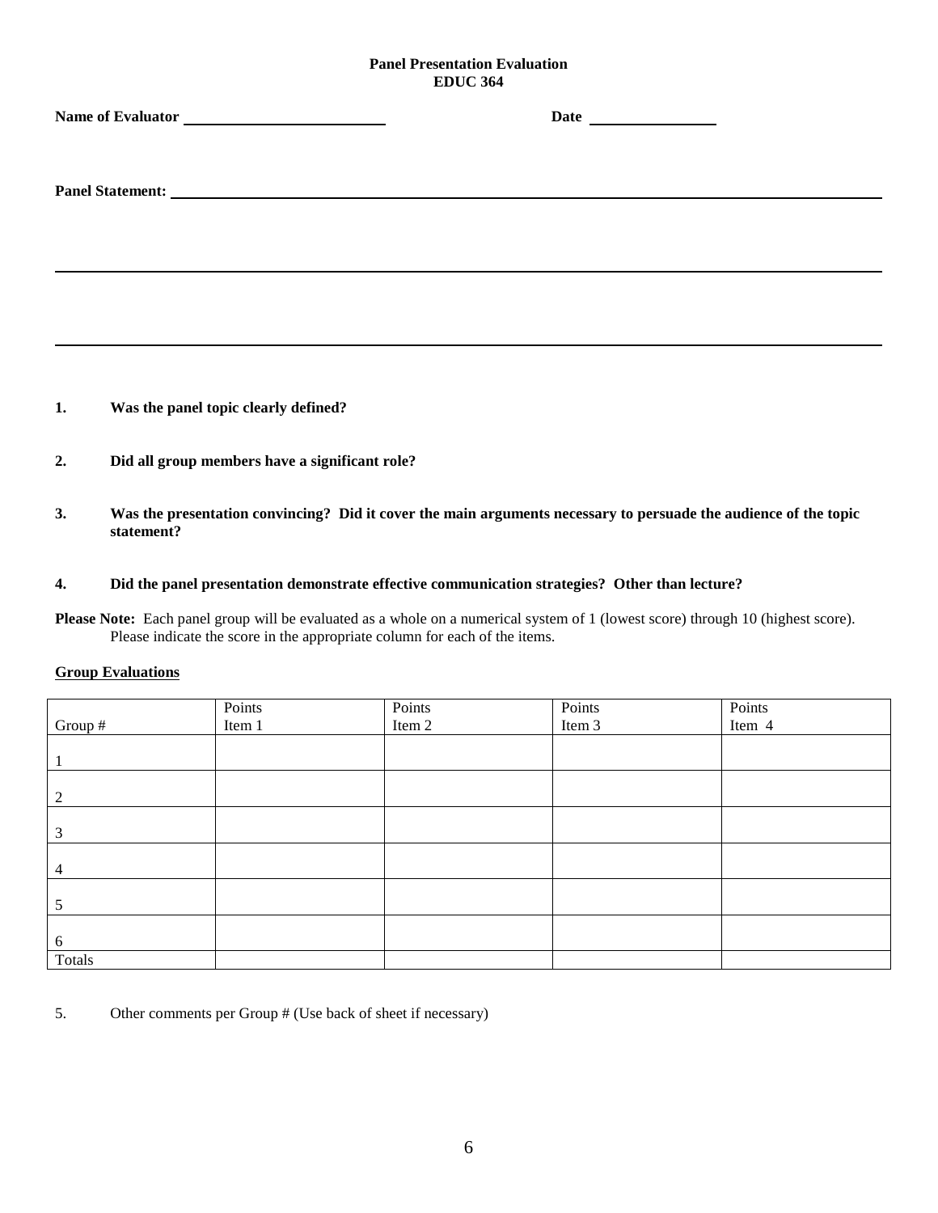**Panel Presentation Evaluation**
**EDUC 364**

**Name of Evaluator** ________________________ **Date** ________________

**Panel Statement:** ____________________________________________________________

______________________________________________________________________

______________________________________________________________________

1. **Was the panel topic clearly defined?**

2. **Did all group members have a significant role?**

3. **Was the presentation convincing? Did it cover the main arguments necessary to persuade the audience of the topic statement?**

4. **Did the panel presentation demonstrate effective communication strategies? Other than lecture?**

**Please Note:** Each panel group will be evaluated as a whole on a numerical system of 1 (lowest score) through 10 (highest score). Please indicate the score in the appropriate column for each of the items.

**<u>Group Evaluations</u>**

| Group # | Points Item 1 | Points Item 2 | Points Item 3 | Points Item 4 |
|---|---|---|---|---|
| 1 | | | | |
| 2 | | | | |
| 3 | | | | |
| 4 | | | | |
| 5 | | | | |
| 6 | | | | |
| Totals | | | | |

5. Other comments per Group # (Use back of sheet if necessary)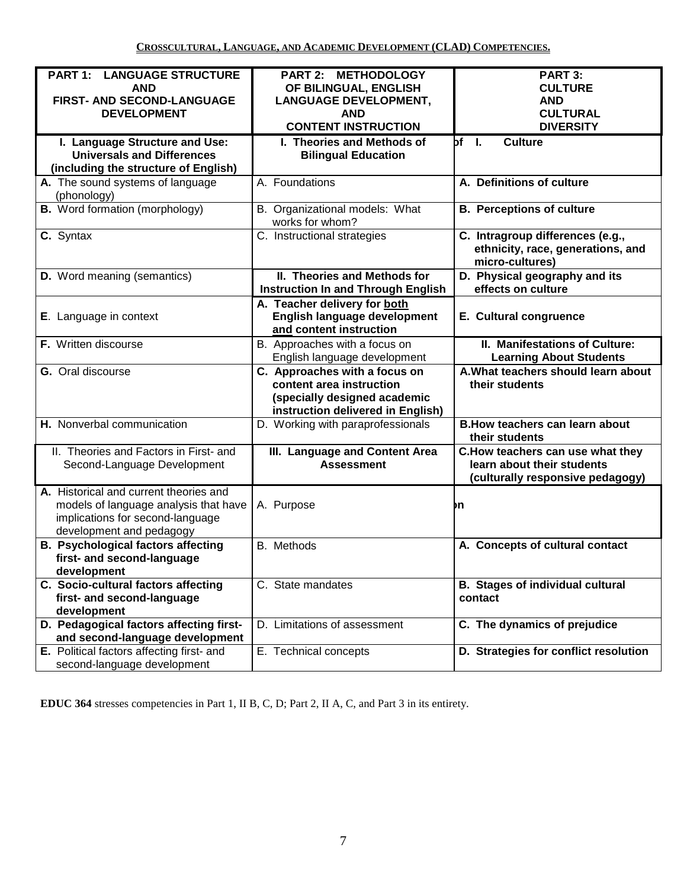**CROSSCULTURAL, LANGUAGE, AND ACADEMIC DEVELOPMENT (CLAD) COMPETENCIES.**

| **PART 1: LANGUAGE STRUCTURE AND FIRST- AND SECOND-LANGUAGE DEVELOPMENT** | **PART 2: METHODOLOGY OF BILINGUAL, ENGLISH LANGUAGE DEVELOPMENT, AND CONTENT INSTRUCTION** | **PART 3: CULTURE AND CULTURAL DIVERSITY** |
|---|---|---|
| **I. Language Structure and Use: Universals and Differences (including the structure of English)** | **I. Theories and Methods of Bilingual Education** | **of I. Culture** |
| **A.** The sound systems of language (phonology) | A. Foundations | **A. Definitions of culture** |
| **B.** Word formation (morphology) | B. Organizational models: What works for whom? | **B. Perceptions of culture** |
| **C.** Syntax | C. Instructional strategies | **C. Intragroup differences (e.g., ethnicity, race, generations, and micro-cultures)** |
| **D.** Word meaning (semantics) | **II. Theories and Methods for Instruction In and Through English** | **D. Physical geography and its effects on culture** |
| **E**. Language in context | **A. Teacher delivery for both English language development and content instruction** | **E. Cultural congruence** |
| **F.** Written discourse | B. Approaches with a focus on English language development | **II. Manifestations of Culture: Learning About Students** |
| **G.** Oral discourse | **C. Approaches with a focus on content area instruction (specially designed academic instruction delivered in English)** | **A.What teachers should learn about their students** |
| **H.** Nonverbal communication | D. Working with paraprofessionals | **B.How teachers can learn about their students** |
| II. Theories and Factors in First- and Second-Language Development | **III. Language and Content Area Assessment** | **C.How teachers can use what they learn about their students (culturally responsive pedagogy)** |
| **A.** Historical and current theories and models of language analysis that have implications for second-language development and pedagogy | A. Purpose | **on** |
| **B. Psychological factors affecting first- and second-language development** | B. Methods | **A. Concepts of cultural contact** |
| **C. Socio-cultural factors affecting first- and second-language development** | C. State mandates | **B. Stages of individual cultural contact** |
| **D. Pedagogical factors affecting first- and second-language development** | D. Limitations of assessment | **C. The dynamics of prejudice** |
| **E.** Political factors affecting first- and second-language development | E. Technical concepts | **D. Strategies for conflict resolution** |

**EDUC 364** stresses competencies in Part 1, II B, C, D; Part 2, II A, C, and Part 3 in its entirety.